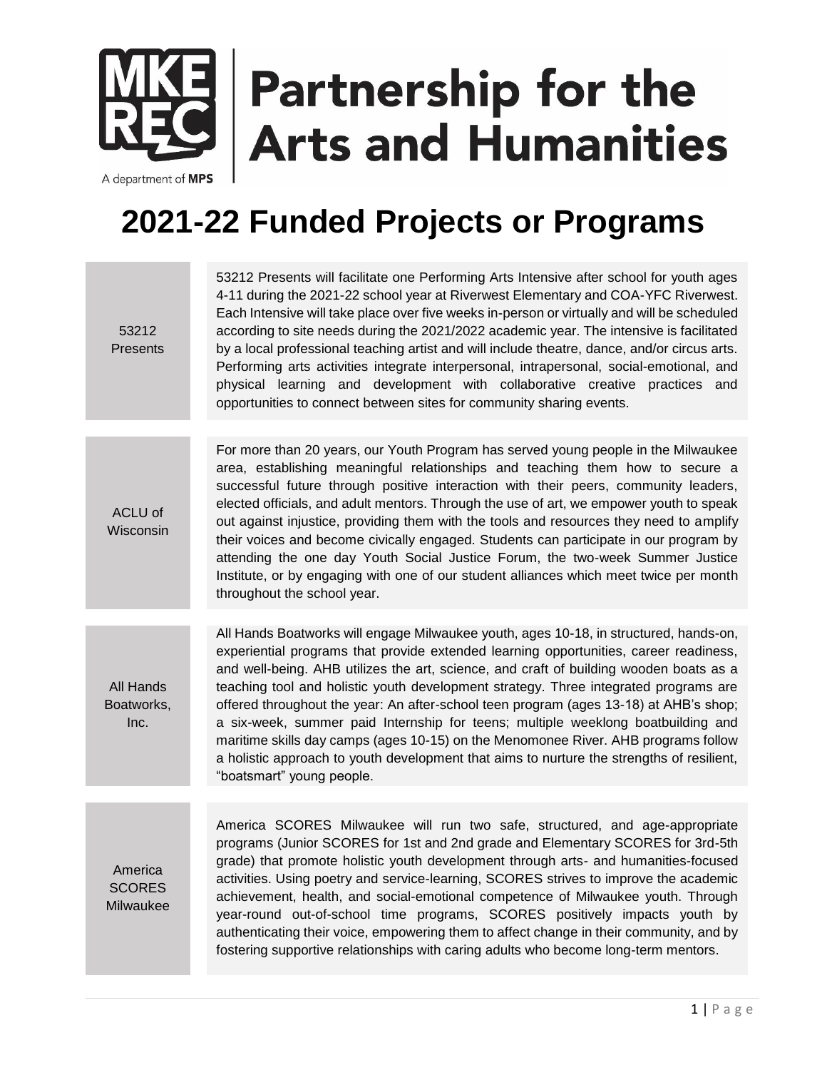# Partnership for the Arts and Humanities

MKE REC — A department of MPS

# 2021-22 Funded Projects or Programs

| Organization | Description |
| --- | --- |
| 53212 Presents | 53212 Presents will facilitate one Performing Arts Intensive after school for youth ages 4-11 during the 2021-22 school year at Riverwest Elementary and COA-YFC Riverwest. Each Intensive will take place over five weeks in-person or virtually and will be scheduled according to site needs during the 2021/2022 academic year. The intensive is facilitated by a local professional teaching artist and will include theatre, dance, and/or circus arts. Performing arts activities integrate interpersonal, intrapersonal, social-emotional, and physical learning and development with collaborative creative practices and opportunities to connect between sites for community sharing events. |
| ACLU of Wisconsin | For more than 20 years, our Youth Program has served young people in the Milwaukee area, establishing meaningful relationships and teaching them how to secure a successful future through positive interaction with their peers, community leaders, elected officials, and adult mentors. Through the use of art, we empower youth to speak out against injustice, providing them with the tools and resources they need to amplify their voices and become civically engaged. Students can participate in our program by attending the one day Youth Social Justice Forum, the two-week Summer Justice Institute, or by engaging with one of our student alliances which meet twice per month throughout the school year. |
| All Hands Boatworks, Inc. | All Hands Boatworks will engage Milwaukee youth, ages 10-18, in structured, hands-on, experiential programs that provide extended learning opportunities, career readiness, and well-being. AHB utilizes the art, science, and craft of building wooden boats as a teaching tool and holistic youth development strategy. Three integrated programs are offered throughout the year: An after-school teen program (ages 13-18) at AHB's shop; a six-week, summer paid Internship for teens; multiple weeklong boatbuilding and maritime skills day camps (ages 10-15) on the Menomonee River. AHB programs follow a holistic approach to youth development that aims to nurture the strengths of resilient, "boatsmart" young people. |
| America SCORES Milwaukee | America SCORES Milwaukee will run two safe, structured, and age-appropriate programs (Junior SCORES for 1st and 2nd grade and Elementary SCORES for 3rd-5th grade) that promote holistic youth development through arts- and humanities-focused activities. Using poetry and service-learning, SCORES strives to improve the academic achievement, health, and social-emotional competence of Milwaukee youth. Through year-round out-of-school time programs, SCORES positively impacts youth by authenticating their voice, empowering them to affect change in their community, and by fostering supportive relationships with caring adults who become long-term mentors. |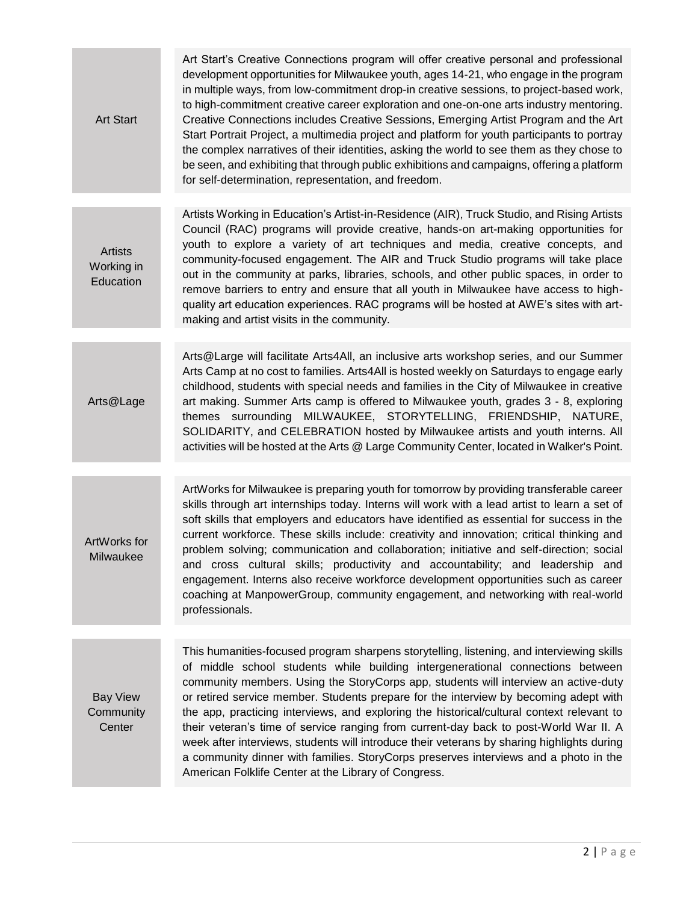| | |
|---|---|
| Art Start | Art Start's Creative Connections program will offer creative personal and professional development opportunities for Milwaukee youth, ages 14-21, who engage in the program in multiple ways, from low-commitment drop-in creative sessions, to project-based work, to high-commitment creative career exploration and one-on-one arts industry mentoring. Creative Connections includes Creative Sessions, Emerging Artist Program and the Art Start Portrait Project, a multimedia project and platform for youth participants to portray the complex narratives of their identities, asking the world to see them as they chose to be seen, and exhibiting that through public exhibitions and campaigns, offering a platform for self-determination, representation, and freedom. |
| Artists Working in Education | Artists Working in Education's Artist-in-Residence (AIR), Truck Studio, and Rising Artists Council (RAC) programs will provide creative, hands-on art-making opportunities for youth to explore a variety of art techniques and media, creative concepts, and community-focused engagement. The AIR and Truck Studio programs will take place out in the community at parks, libraries, schools, and other public spaces, in order to remove barriers to entry and ensure that all youth in Milwaukee have access to high-quality art education experiences. RAC programs will be hosted at AWE's sites with art-making and artist visits in the community. |
| Arts@Lage | Arts@Large will facilitate Arts4All, an inclusive arts workshop series, and our Summer Arts Camp at no cost to families. Arts4All is hosted weekly on Saturdays to engage early childhood, students with special needs and families in the City of Milwaukee in creative art making. Summer Arts camp is offered to Milwaukee youth, grades 3 - 8, exploring themes surrounding MILWAUKEE, STORYTELLING, FRIENDSHIP, NATURE, SOLIDARITY, and CELEBRATION hosted by Milwaukee artists and youth interns. All activities will be hosted at the Arts @ Large Community Center, located in Walker's Point. |
| ArtWorks for Milwaukee | ArtWorks for Milwaukee is preparing youth for tomorrow by providing transferable career skills through art internships today. Interns will work with a lead artist to learn a set of soft skills that employers and educators have identified as essential for success in the current workforce. These skills include: creativity and innovation; critical thinking and problem solving; communication and collaboration; initiative and self-direction; social and cross cultural skills; productivity and accountability; and leadership and engagement. Interns also receive workforce development opportunities such as career coaching at ManpowerGroup, community engagement, and networking with real-world professionals. |
| Bay View Community Center | This humanities-focused program sharpens storytelling, listening, and interviewing skills of middle school students while building intergenerational connections between community members. Using the StoryCorps app, students will interview an active-duty or retired service member. Students prepare for the interview by becoming adept with the app, practicing interviews, and exploring the historical/cultural context relevant to their veteran's time of service ranging from current-day back to post-World War II. A week after interviews, students will introduce their veterans by sharing highlights during a community dinner with families. StoryCorps preserves interviews and a photo in the American Folklife Center at the Library of Congress. |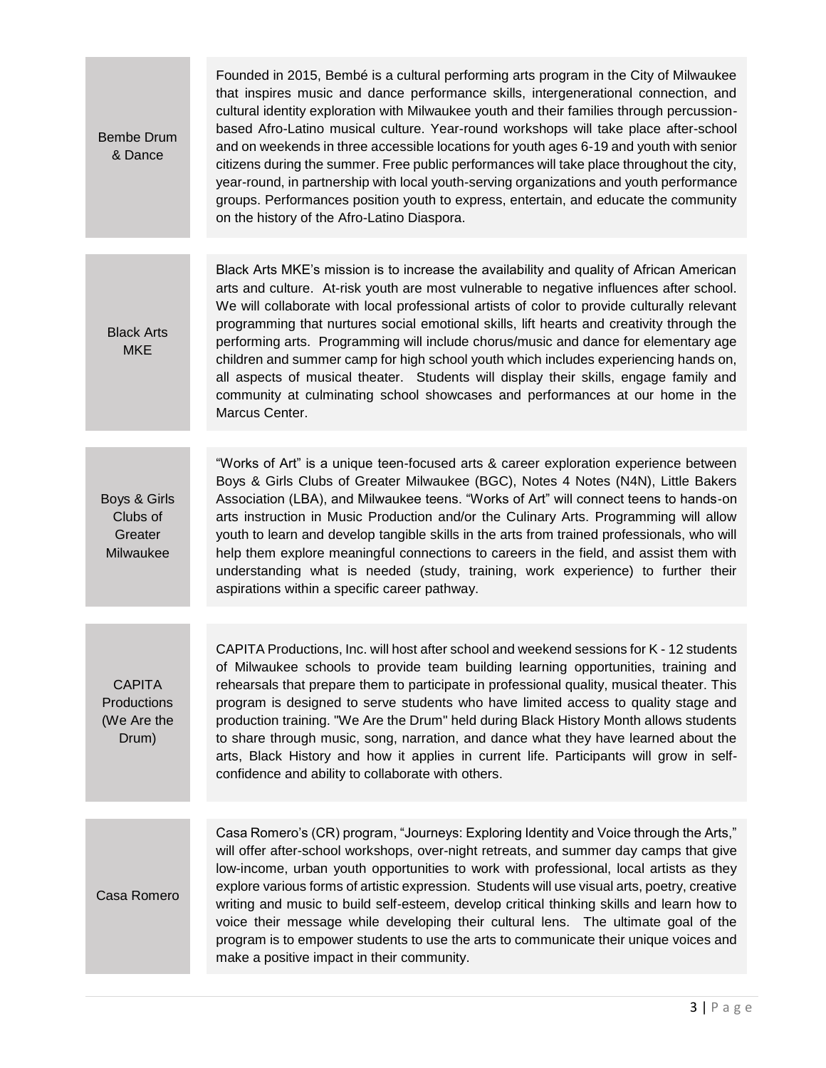| | |
|---|---|
| Bembe Drum & Dance | Founded in 2015, Bembé is a cultural performing arts program in the City of Milwaukee that inspires music and dance performance skills, intergenerational connection, and cultural identity exploration with Milwaukee youth and their families through percussion-based Afro-Latino musical culture. Year-round workshops will take place after-school and on weekends in three accessible locations for youth ages 6-19 and youth with senior citizens during the summer. Free public performances will take place throughout the city, year-round, in partnership with local youth-serving organizations and youth performance groups. Performances position youth to express, entertain, and educate the community on the history of the Afro-Latino Diaspora. |
| Black Arts MKE | Black Arts MKE's mission is to increase the availability and quality of African American arts and culture. At-risk youth are most vulnerable to negative influences after school. We will collaborate with local professional artists of color to provide culturally relevant programming that nurtures social emotional skills, lift hearts and creativity through the performing arts. Programming will include chorus/music and dance for elementary age children and summer camp for high school youth which includes experiencing hands on, all aspects of musical theater. Students will display their skills, engage family and community at culminating school showcases and performances at our home in the Marcus Center. |
| Boys & Girls Clubs of Greater Milwaukee | "Works of Art" is a unique teen-focused arts & career exploration experience between Boys & Girls Clubs of Greater Milwaukee (BGC), Notes 4 Notes (N4N), Little Bakers Association (LBA), and Milwaukee teens. "Works of Art" will connect teens to hands-on arts instruction in Music Production and/or the Culinary Arts. Programming will allow youth to learn and develop tangible skills in the arts from trained professionals, who will help them explore meaningful connections to careers in the field, and assist them with understanding what is needed (study, training, work experience) to further their aspirations within a specific career pathway. |
| CAPITA Productions (We Are the Drum) | CAPITA Productions, Inc. will host after school and weekend sessions for K - 12 students of Milwaukee schools to provide team building learning opportunities, training and rehearsals that prepare them to participate in professional quality, musical theater. This program is designed to serve students who have limited access to quality stage and production training. "We Are the Drum" held during Black History Month allows students to share through music, song, narration, and dance what they have learned about the arts, Black History and how it applies in current life. Participants will grow in self-confidence and ability to collaborate with others. |
| Casa Romero | Casa Romero's (CR) program, "Journeys: Exploring Identity and Voice through the Arts," will offer after-school workshops, over-night retreats, and summer day camps that give low-income, urban youth opportunities to work with professional, local artists as they explore various forms of artistic expression. Students will use visual arts, poetry, creative writing and music to build self-esteem, develop critical thinking skills and learn how to voice their message while developing their cultural lens. The ultimate goal of the program is to empower students to use the arts to communicate their unique voices and make a positive impact in their community. |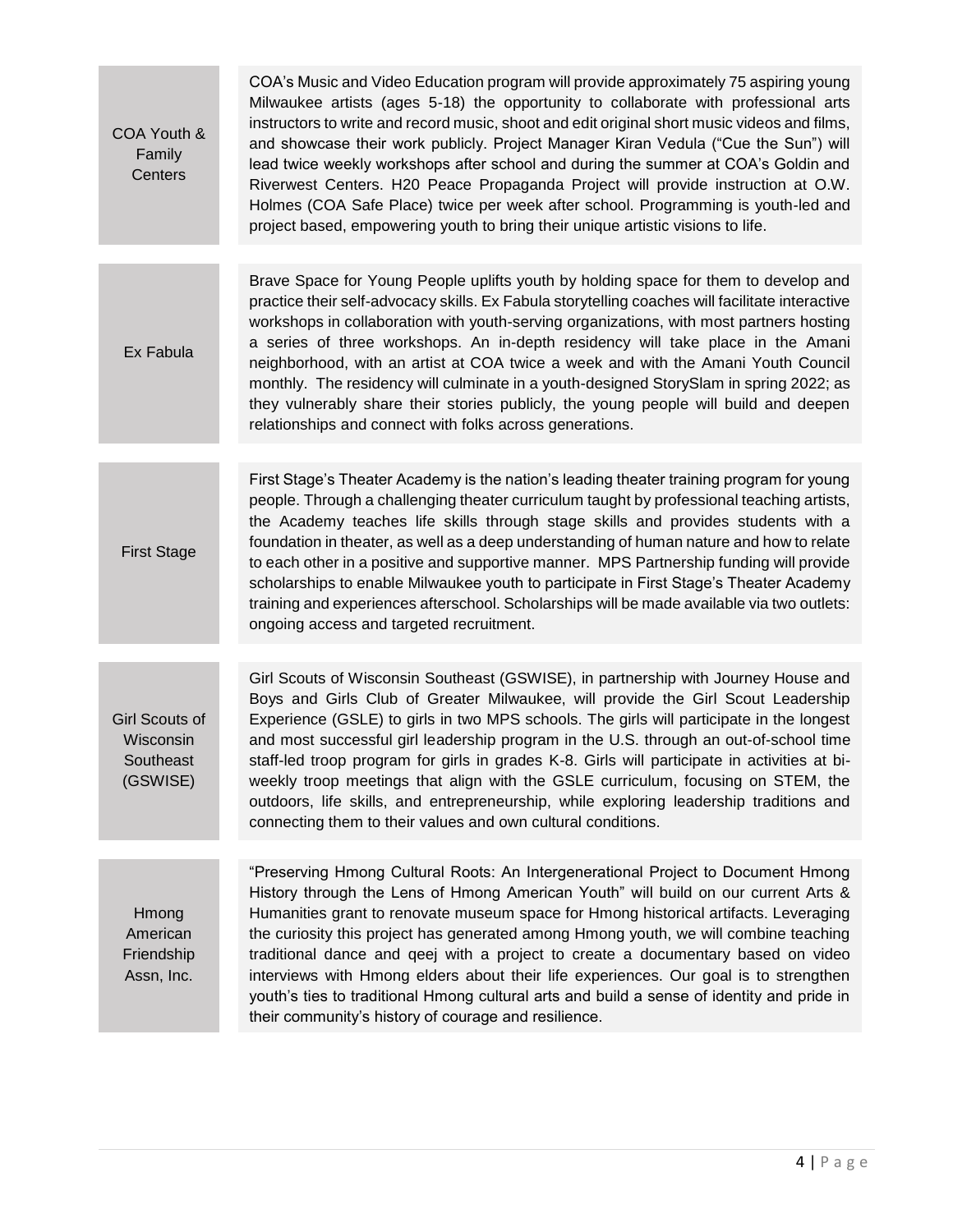| | |
|---|---|
| COA Youth & Family Centers | COA's Music and Video Education program will provide approximately 75 aspiring young Milwaukee artists (ages 5-18) the opportunity to collaborate with professional arts instructors to write and record music, shoot and edit original short music videos and films, and showcase their work publicly. Project Manager Kiran Vedula ("Cue the Sun") will lead twice weekly workshops after school and during the summer at COA's Goldin and Riverwest Centers. H20 Peace Propaganda Project will provide instruction at O.W. Holmes (COA Safe Place) twice per week after school. Programming is youth-led and project based, empowering youth to bring their unique artistic visions to life. |
| Ex Fabula | Brave Space for Young People uplifts youth by holding space for them to develop and practice their self-advocacy skills. Ex Fabula storytelling coaches will facilitate interactive workshops in collaboration with youth-serving organizations, with most partners hosting a series of three workshops. An in-depth residency will take place in the Amani neighborhood, with an artist at COA twice a week and with the Amani Youth Council monthly. The residency will culminate in a youth-designed StorySlam in spring 2022; as they vulnerably share their stories publicly, the young people will build and deepen relationships and connect with folks across generations. |
| First Stage | First Stage's Theater Academy is the nation's leading theater training program for young people. Through a challenging theater curriculum taught by professional teaching artists, the Academy teaches life skills through stage skills and provides students with a foundation in theater, as well as a deep understanding of human nature and how to relate to each other in a positive and supportive manner. MPS Partnership funding will provide scholarships to enable Milwaukee youth to participate in First Stage's Theater Academy training and experiences afterschool. Scholarships will be made available via two outlets: ongoing access and targeted recruitment. |
| Girl Scouts of Wisconsin Southeast (GSWISE) | Girl Scouts of Wisconsin Southeast (GSWISE), in partnership with Journey House and Boys and Girls Club of Greater Milwaukee, will provide the Girl Scout Leadership Experience (GSLE) to girls in two MPS schools. The girls will participate in the longest and most successful girl leadership program in the U.S. through an out-of-school time staff-led troop program for girls in grades K-8. Girls will participate in activities at bi-weekly troop meetings that align with the GSLE curriculum, focusing on STEM, the outdoors, life skills, and entrepreneurship, while exploring leadership traditions and connecting them to their values and own cultural conditions. |
| Hmong American Friendship Assn, Inc. | "Preserving Hmong Cultural Roots: An Intergenerational Project to Document Hmong History through the Lens of Hmong American Youth" will build on our current Arts & Humanities grant to renovate museum space for Hmong historical artifacts. Leveraging the curiosity this project has generated among Hmong youth, we will combine teaching traditional dance and qeej with a project to create a documentary based on video interviews with Hmong elders about their life experiences. Our goal is to strengthen youth's ties to traditional Hmong cultural arts and build a sense of identity and pride in their community's history of courage and resilience. |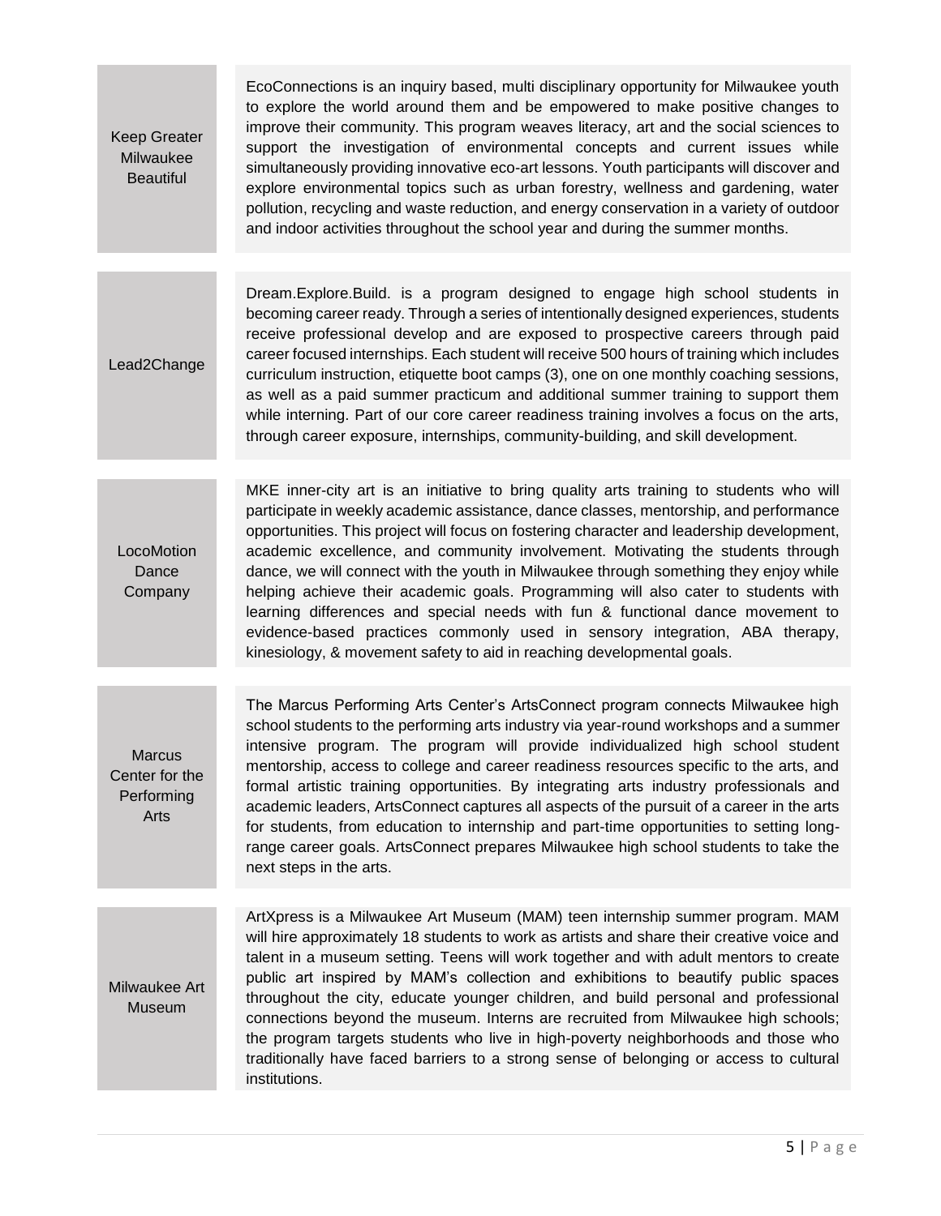| | |
|---|---|
| Keep Greater Milwaukee Beautiful | EcoConnections is an inquiry based, multi disciplinary opportunity for Milwaukee youth to explore the world around them and be empowered to make positive changes to improve their community. This program weaves literacy, art and the social sciences to support the investigation of environmental concepts and current issues while simultaneously providing innovative eco-art lessons. Youth participants will discover and explore environmental topics such as urban forestry, wellness and gardening, water pollution, recycling and waste reduction, and energy conservation in a variety of outdoor and indoor activities throughout the school year and during the summer months. |
| Lead2Change | Dream.Explore.Build. is a program designed to engage high school students in becoming career ready. Through a series of intentionally designed experiences, students receive professional develop and are exposed to prospective careers through paid career focused internships. Each student will receive 500 hours of training which includes curriculum instruction, etiquette boot camps (3), one on one monthly coaching sessions, as well as a paid summer practicum and additional summer training to support them while interning. Part of our core career readiness training involves a focus on the arts, through career exposure, internships, community-building, and skill development. |
| LocoMotion Dance Company | MKE inner-city art is an initiative to bring quality arts training to students who will participate in weekly academic assistance, dance classes, mentorship, and performance opportunities. This project will focus on fostering character and leadership development, academic excellence, and community involvement. Motivating the students through dance, we will connect with the youth in Milwaukee through something they enjoy while helping achieve their academic goals. Programming will also cater to students with learning differences and special needs with fun & functional dance movement to evidence-based practices commonly used in sensory integration, ABA therapy, kinesiology, & movement safety to aid in reaching developmental goals. |
| Marcus Center for the Performing Arts | The Marcus Performing Arts Center's ArtsConnect program connects Milwaukee high school students to the performing arts industry via year-round workshops and a summer intensive program. The program will provide individualized high school student mentorship, access to college and career readiness resources specific to the arts, and formal artistic training opportunities. By integrating arts industry professionals and academic leaders, ArtsConnect captures all aspects of the pursuit of a career in the arts for students, from education to internship and part-time opportunities to setting long-range career goals. ArtsConnect prepares Milwaukee high school students to take the next steps in the arts. |
| Milwaukee Art Museum | ArtXpress is a Milwaukee Art Museum (MAM) teen internship summer program. MAM will hire approximately 18 students to work as artists and share their creative voice and talent in a museum setting. Teens will work together and with adult mentors to create public art inspired by MAM's collection and exhibitions to beautify public spaces throughout the city, educate younger children, and build personal and professional connections beyond the museum. Interns are recruited from Milwaukee high schools; the program targets students who live in high-poverty neighborhoods and those who traditionally have faced barriers to a strong sense of belonging or access to cultural institutions. |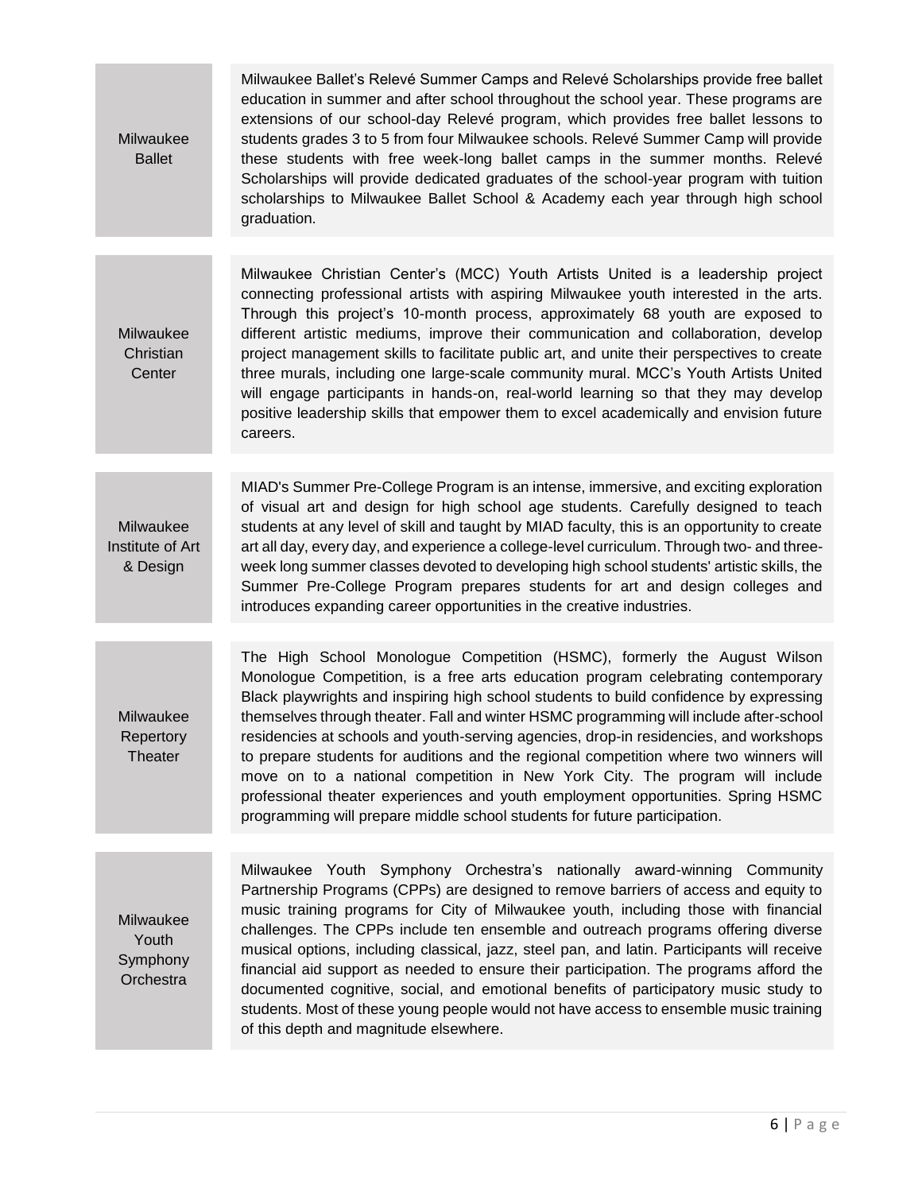| | |
|---|---|
| Milwaukee Ballet | Milwaukee Ballet's Relevé Summer Camps and Relevé Scholarships provide free ballet education in summer and after school throughout the school year. These programs are extensions of our school-day Relevé program, which provides free ballet lessons to students grades 3 to 5 from four Milwaukee schools. Relevé Summer Camp will provide these students with free week-long ballet camps in the summer months. Relevé Scholarships will provide dedicated graduates of the school-year program with tuition scholarships to Milwaukee Ballet School & Academy each year through high school graduation. |
| Milwaukee Christian Center | Milwaukee Christian Center's (MCC) Youth Artists United is a leadership project connecting professional artists with aspiring Milwaukee youth interested in the arts. Through this project's 10-month process, approximately 68 youth are exposed to different artistic mediums, improve their communication and collaboration, develop project management skills to facilitate public art, and unite their perspectives to create three murals, including one large-scale community mural. MCC's Youth Artists United will engage participants in hands-on, real-world learning so that they may develop positive leadership skills that empower them to excel academically and envision future careers. |
| Milwaukee Institute of Art & Design | MIAD's Summer Pre-College Program is an intense, immersive, and exciting exploration of visual art and design for high school age students. Carefully designed to teach students at any level of skill and taught by MIAD faculty, this is an opportunity to create art all day, every day, and experience a college-level curriculum. Through two- and three-week long summer classes devoted to developing high school students' artistic skills, the Summer Pre-College Program prepares students for art and design colleges and introduces expanding career opportunities in the creative industries. |
| Milwaukee Repertory Theater | The High School Monologue Competition (HSMC), formerly the August Wilson Monologue Competition, is a free arts education program celebrating contemporary Black playwrights and inspiring high school students to build confidence by expressing themselves through theater. Fall and winter HSMC programming will include after-school residencies at schools and youth-serving agencies, drop-in residencies, and workshops to prepare students for auditions and the regional competition where two winners will move on to a national competition in New York City. The program will include professional theater experiences and youth employment opportunities. Spring HSMC programming will prepare middle school students for future participation. |
| Milwaukee Youth Symphony Orchestra | Milwaukee Youth Symphony Orchestra's nationally award-winning Community Partnership Programs (CPPs) are designed to remove barriers of access and equity to music training programs for City of Milwaukee youth, including those with financial challenges. The CPPs include ten ensemble and outreach programs offering diverse musical options, including classical, jazz, steel pan, and latin. Participants will receive financial aid support as needed to ensure their participation. The programs afford the documented cognitive, social, and emotional benefits of participatory music study to students. Most of these young people would not have access to ensemble music training of this depth and magnitude elsewhere. |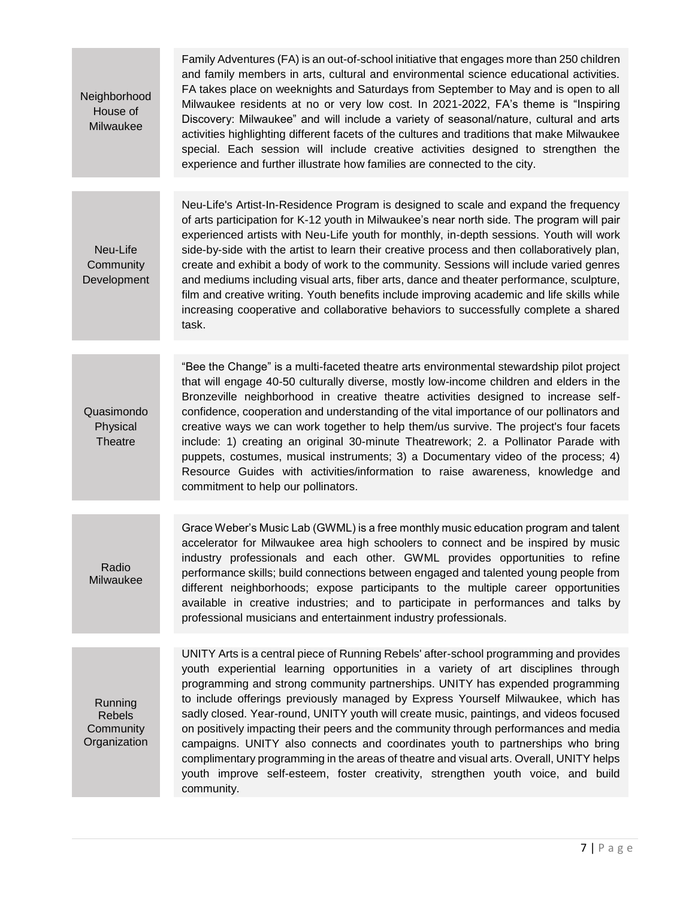| | |
|---|---|
| Neighborhood House of Milwaukee | Family Adventures (FA) is an out-of-school initiative that engages more than 250 children and family members in arts, cultural and environmental science educational activities. FA takes place on weeknights and Saturdays from September to May and is open to all Milwaukee residents at no or very low cost. In 2021-2022, FA's theme is "Inspiring Discovery: Milwaukee" and will include a variety of seasonal/nature, cultural and arts activities highlighting different facets of the cultures and traditions that make Milwaukee special. Each session will include creative activities designed to strengthen the experience and further illustrate how families are connected to the city. |
| Neu-Life Community Development | Neu-Life's Artist-In-Residence Program is designed to scale and expand the frequency of arts participation for K-12 youth in Milwaukee's near north side. The program will pair experienced artists with Neu-Life youth for monthly, in-depth sessions. Youth will work side-by-side with the artist to learn their creative process and then collaboratively plan, create and exhibit a body of work to the community. Sessions will include varied genres and mediums including visual arts, fiber arts, dance and theater performance, sculpture, film and creative writing. Youth benefits include improving academic and life skills while increasing cooperative and collaborative behaviors to successfully complete a shared task. |
| Quasimondo Physical Theatre | "Bee the Change" is a multi-faceted theatre arts environmental stewardship pilot project that will engage 40-50 culturally diverse, mostly low-income children and elders in the Bronzeville neighborhood in creative theatre activities designed to increase self-confidence, cooperation and understanding of the vital importance of our pollinators and creative ways we can work together to help them/us survive. The project's four facets include: 1) creating an original 30-minute Theatrework; 2. a Pollinator Parade with puppets, costumes, musical instruments; 3) a Documentary video of the process; 4) Resource Guides with activities/information to raise awareness, knowledge and commitment to help our pollinators. |
| Radio Milwaukee | Grace Weber's Music Lab (GWML) is a free monthly music education program and talent accelerator for Milwaukee area high schoolers to connect and be inspired by music industry professionals and each other. GWML provides opportunities to refine performance skills; build connections between engaged and talented young people from different neighborhoods; expose participants to the multiple career opportunities available in creative industries; and to participate in performances and talks by professional musicians and entertainment industry professionals. |
| Running Rebels Community Organization | UNITY Arts is a central piece of Running Rebels' after-school programming and provides youth experiential learning opportunities in a variety of art disciplines through programming and strong community partnerships. UNITY has expended programming to include offerings previously managed by Express Yourself Milwaukee, which has sadly closed. Year-round, UNITY youth will create music, paintings, and videos focused on positively impacting their peers and the community through performances and media campaigns. UNITY also connects and coordinates youth to partnerships who bring complimentary programming in the areas of theatre and visual arts. Overall, UNITY helps youth improve self-esteem, foster creativity, strengthen youth voice, and build community. |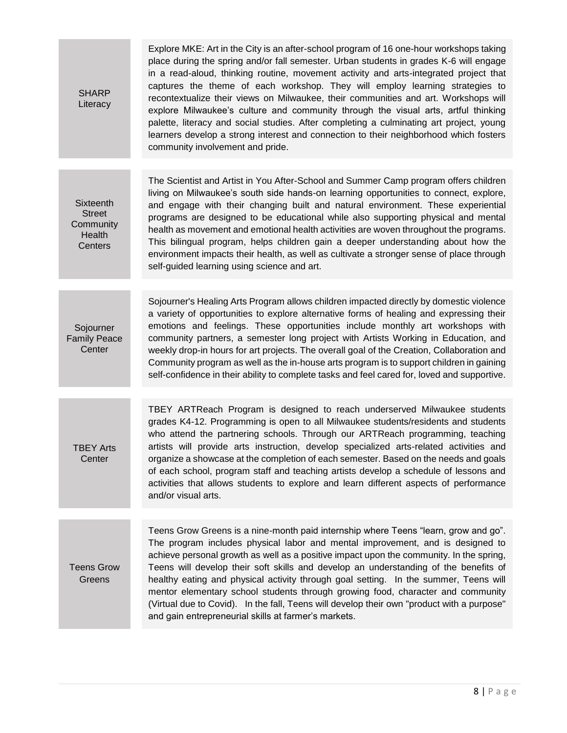| | |
|---|---|
| SHARP Literacy | Explore MKE: Art in the City is an after-school program of 16 one-hour workshops taking place during the spring and/or fall semester. Urban students in grades K-6 will engage in a read-aloud, thinking routine, movement activity and arts-integrated project that captures the theme of each workshop. They will employ learning strategies to recontextualize their views on Milwaukee, their communities and art. Workshops will explore Milwaukee's culture and community through the visual arts, artful thinking palette, literacy and social studies. After completing a culminating art project, young learners develop a strong interest and connection to their neighborhood which fosters community involvement and pride. |
| Sixteenth Street Community Health Centers | The Scientist and Artist in You After-School and Summer Camp program offers children living on Milwaukee's south side hands-on learning opportunities to connect, explore, and engage with their changing built and natural environment. These experiential programs are designed to be educational while also supporting physical and mental health as movement and emotional health activities are woven throughout the programs. This bilingual program, helps children gain a deeper understanding about how the environment impacts their health, as well as cultivate a stronger sense of place through self-guided learning using science and art. |
| Sojourner Family Peace Center | Sojourner's Healing Arts Program allows children impacted directly by domestic violence a variety of opportunities to explore alternative forms of healing and expressing their emotions and feelings. These opportunities include monthly art workshops with community partners, a semester long project with Artists Working in Education, and weekly drop-in hours for art projects. The overall goal of the Creation, Collaboration and Community program as well as the in-house arts program is to support children in gaining self-confidence in their ability to complete tasks and feel cared for, loved and supportive. |
| TBEY Arts Center | TBEY ARTReach Program is designed to reach underserved Milwaukee students grades K4-12. Programming is open to all Milwaukee students/residents and students who attend the partnering schools. Through our ARTReach programming, teaching artists will provide arts instruction, develop specialized arts-related activities and organize a showcase at the completion of each semester. Based on the needs and goals of each school, program staff and teaching artists develop a schedule of lessons and activities that allows students to explore and learn different aspects of performance and/or visual arts. |
| Teens Grow Greens | Teens Grow Greens is a nine-month paid internship where Teens "learn, grow and go". The program includes physical labor and mental improvement, and is designed to achieve personal growth as well as a positive impact upon the community. In the spring, Teens will develop their soft skills and develop an understanding of the benefits of healthy eating and physical activity through goal setting. In the summer, Teens will mentor elementary school students through growing food, character and community (Virtual due to Covid). In the fall, Teens will develop their own "product with a purpose" and gain entrepreneurial skills at farmer's markets. |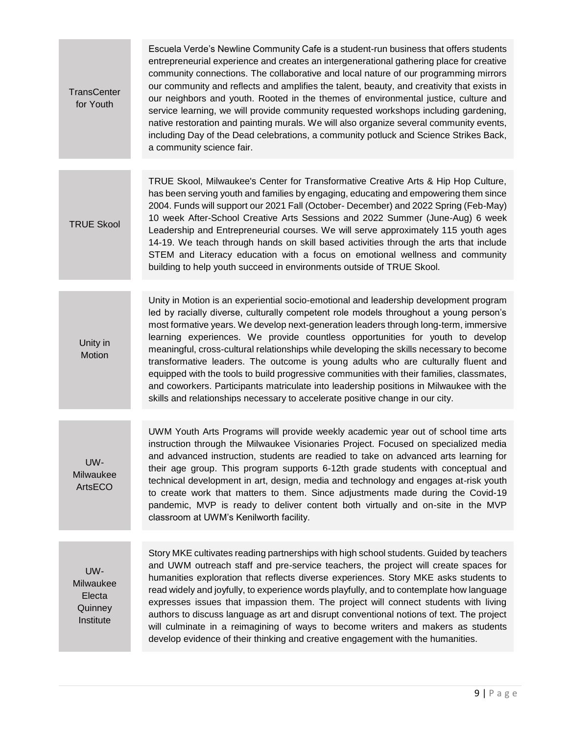| | |
|---|---|
| TransCenter for Youth | Escuela Verde's Newline Community Cafe is a student-run business that offers students entrepreneurial experience and creates an intergenerational gathering place for creative community connections. The collaborative and local nature of our programming mirrors our community and reflects and amplifies the talent, beauty, and creativity that exists in our neighbors and youth. Rooted in the themes of environmental justice, culture and service learning, we will provide community requested workshops including gardening, native restoration and painting murals. We will also organize several community events, including Day of the Dead celebrations, a community potluck and Science Strikes Back, a community science fair. |
| TRUE Skool | TRUE Skool, Milwaukee's Center for Transformative Creative Arts & Hip Hop Culture, has been serving youth and families by engaging, educating and empowering them since 2004. Funds will support our 2021 Fall (October- December) and 2022 Spring (Feb-May) 10 week After-School Creative Arts Sessions and 2022 Summer (June-Aug) 6 week Leadership and Entrepreneurial courses. We will serve approximately 115 youth ages 14-19. We teach through hands on skill based activities through the arts that include STEM and Literacy education with a focus on emotional wellness and community building to help youth succeed in environments outside of TRUE Skool. |
| Unity in Motion | Unity in Motion is an experiential socio-emotional and leadership development program led by racially diverse, culturally competent role models throughout a young person's most formative years. We develop next-generation leaders through long-term, immersive learning experiences. We provide countless opportunities for youth to develop meaningful, cross-cultural relationships while developing the skills necessary to become transformative leaders. The outcome is young adults who are culturally fluent and equipped with the tools to build progressive communities with their families, classmates, and coworkers. Participants matriculate into leadership positions in Milwaukee with the skills and relationships necessary to accelerate positive change in our city. |
| UW-Milwaukee ArtsECO | UWM Youth Arts Programs will provide weekly academic year out of school time arts instruction through the Milwaukee Visionaries Project. Focused on specialized media and advanced instruction, students are readied to take on advanced arts learning for their age group. This program supports 6-12th grade students with conceptual and technical development in art, design, media and technology and engages at-risk youth to create work that matters to them. Since adjustments made during the Covid-19 pandemic, MVP is ready to deliver content both virtually and on-site in the MVP classroom at UWM's Kenilworth facility. |
| UW-Milwaukee Electa Quinney Institute | Story MKE cultivates reading partnerships with high school students. Guided by teachers and UWM outreach staff and pre-service teachers, the project will create spaces for humanities exploration that reflects diverse experiences. Story MKE asks students to read widely and joyfully, to experience words playfully, and to contemplate how language expresses issues that impassion them. The project will connect students with living authors to discuss language as art and disrupt conventional notions of text. The project will culminate in a reimagining of ways to become writers and makers as students develop evidence of their thinking and creative engagement with the humanities. |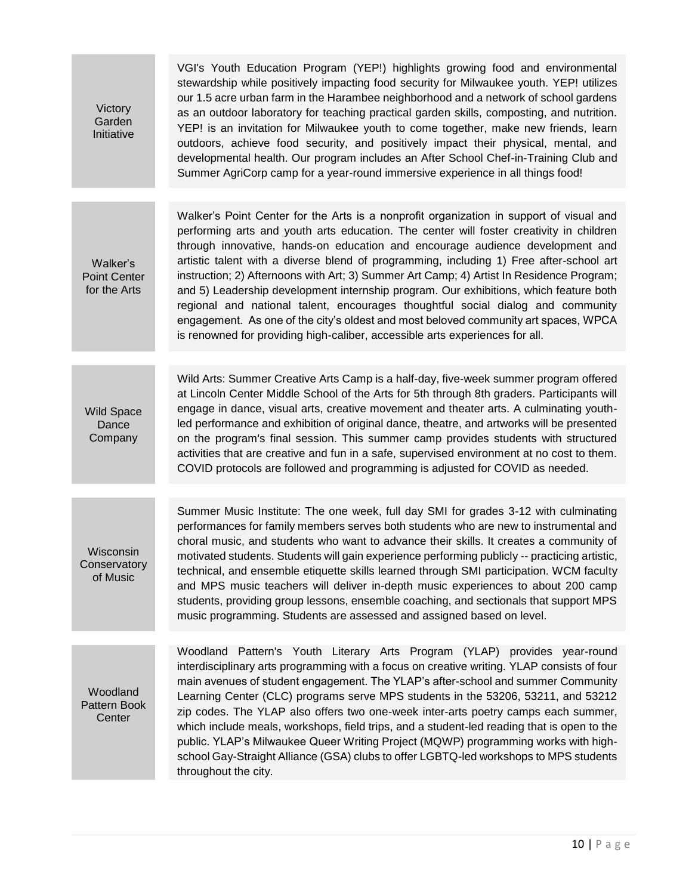| | |
|---|---|
| Victory Garden Initiative | VGI's Youth Education Program (YEP!) highlights growing food and environmental stewardship while positively impacting food security for Milwaukee youth. YEP! utilizes our 1.5 acre urban farm in the Harambee neighborhood and a network of school gardens as an outdoor laboratory for teaching practical garden skills, composting, and nutrition. YEP! is an invitation for Milwaukee youth to come together, make new friends, learn outdoors, achieve food security, and positively impact their physical, mental, and developmental health. Our program includes an After School Chef-in-Training Club and Summer AgriCorp camp for a year-round immersive experience in all things food! |
| Walker's Point Center for the Arts | Walker's Point Center for the Arts is a nonprofit organization in support of visual and performing arts and youth arts education. The center will foster creativity in children through innovative, hands-on education and encourage audience development and artistic talent with a diverse blend of programming, including 1) Free after-school art instruction; 2) Afternoons with Art; 3) Summer Art Camp; 4) Artist In Residence Program; and 5) Leadership development internship program. Our exhibitions, which feature both regional and national talent, encourages thoughtful social dialog and community engagement. As one of the city's oldest and most beloved community art spaces, WPCA is renowned for providing high-caliber, accessible arts experiences for all. |
| Wild Space Dance Company | Wild Arts: Summer Creative Arts Camp is a half-day, five-week summer program offered at Lincoln Center Middle School of the Arts for 5th through 8th graders. Participants will engage in dance, visual arts, creative movement and theater arts. A culminating youth-led performance and exhibition of original dance, theatre, and artworks will be presented on the program's final session. This summer camp provides students with structured activities that are creative and fun in a safe, supervised environment at no cost to them. COVID protocols are followed and programming is adjusted for COVID as needed. |
| Wisconsin Conservatory of Music | Summer Music Institute: The one week, full day SMI for grades 3-12 with culminating performances for family members serves both students who are new to instrumental and choral music, and students who want to advance their skills. It creates a community of motivated students. Students will gain experience performing publicly -- practicing artistic, technical, and ensemble etiquette skills learned through SMI participation. WCM faculty and MPS music teachers will deliver in-depth music experiences to about 200 camp students, providing group lessons, ensemble coaching, and sectionals that support MPS music programming. Students are assessed and assigned based on level. |
| Woodland Pattern Book Center | Woodland Pattern's Youth Literary Arts Program (YLAP) provides year-round interdisciplinary arts programming with a focus on creative writing. YLAP consists of four main avenues of student engagement. The YLAP's after-school and summer Community Learning Center (CLC) programs serve MPS students in the 53206, 53211, and 53212 zip codes. The YLAP also offers two one-week inter-arts poetry camps each summer, which include meals, workshops, field trips, and a student-led reading that is open to the public. YLAP's Milwaukee Queer Writing Project (MQWP) programming works with high-school Gay-Straight Alliance (GSA) clubs to offer LGBTQ-led workshops to MPS students throughout the city. |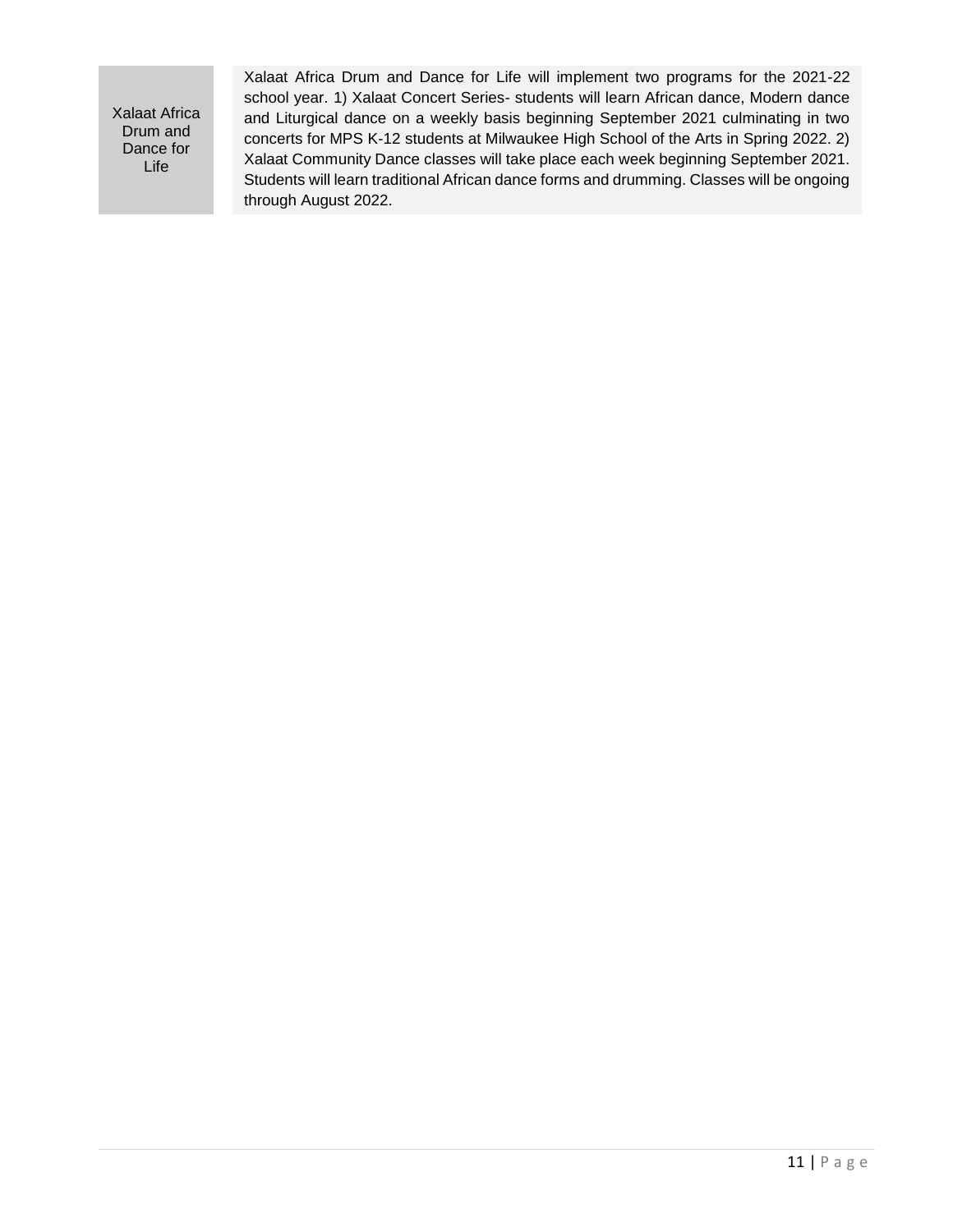| | |
|---|---|
| Xalaat Africa Drum and Dance for Life | Xalaat Africa Drum and Dance for Life will implement two programs for the 2021-22 school year. 1) Xalaat Concert Series- students will learn African dance, Modern dance and Liturgical dance on a weekly basis beginning September 2021 culminating in two concerts for MPS K-12 students at Milwaukee High School of the Arts in Spring 2022. 2) Xalaat Community Dance classes will take place each week beginning September 2021. Students will learn traditional African dance forms and drumming. Classes will be ongoing through August 2022. |